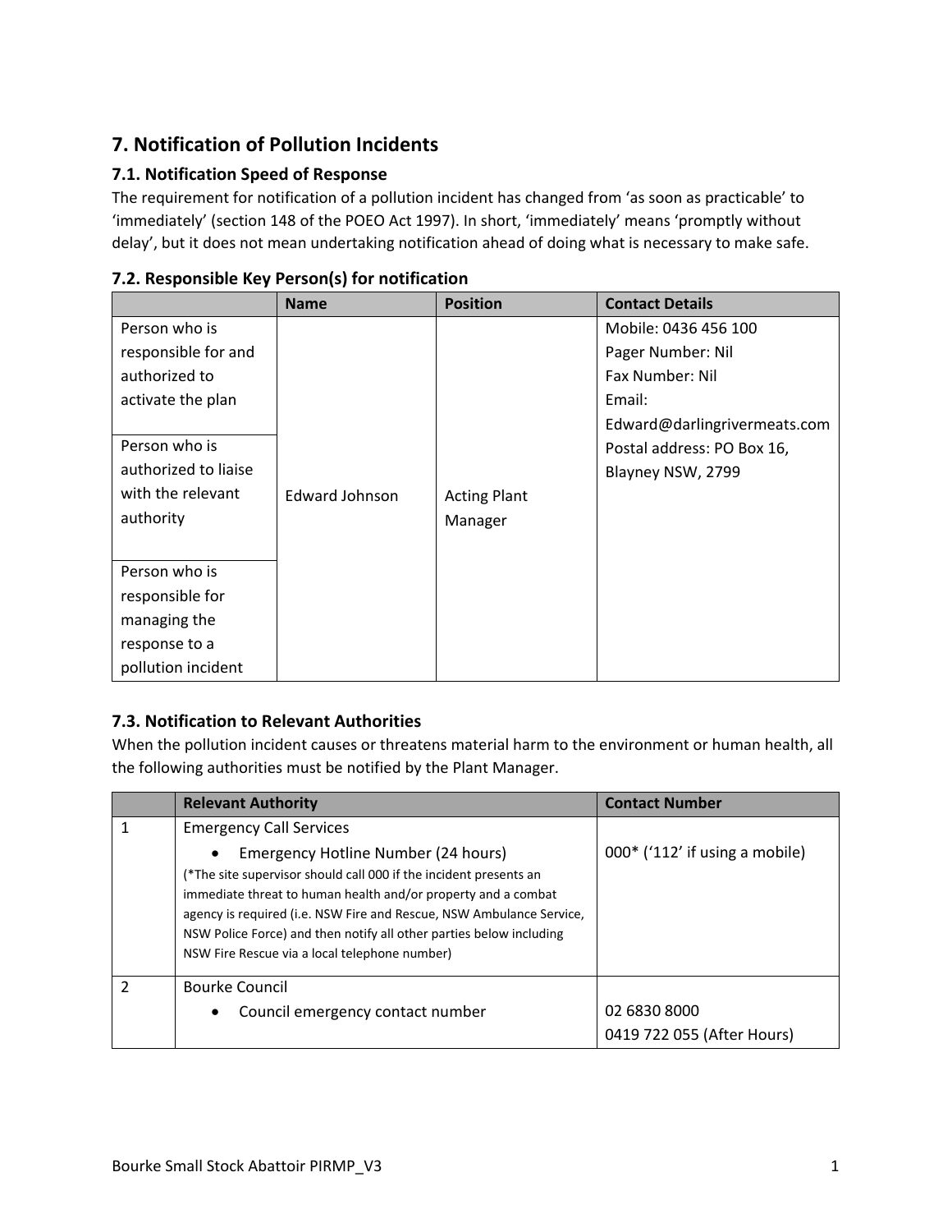## 7. Notification of Pollution Incidents

### 7.1. Notification Speed of Response

The requirement for notification of a pollution incident has changed from 'as soon as practicable' to 'immediately' (section 148 of the POEO Act 1997). In short, 'immediately' means 'promptly without delay', but it does not mean undertaking notification ahead of doing what is necessary to make safe.

### 7.2. Responsible Key Person(s) for notification

| | Name | Position | Contact Details |
|---|---|---|---|
| Person who is responsible for and authorized to activate the plan | Edward Johnson | Acting Plant Manager | Mobile: 0436 456 100<br>Pager Number: Nil<br>Fax Number: Nil<br>Email: Edward@darlingrivermeats.com<br>Postal address: PO Box 16, Blayney NSW, 2799 |
| Person who is authorized to liaise with the relevant authority | | | |
| Person who is responsible for managing the response to a pollution incident | | | |

### 7.3. Notification to Relevant Authorities

When the pollution incident causes or threatens material harm to the environment or human health, all the following authorities must be notified by the Plant Manager.

| | Relevant Authority | Contact Number |
|---|---|---|
| 1 | Emergency Call Services<br>• Emergency Hotline Number (24 hours)<br>(*The site supervisor should call 000 if the incident presents an immediate threat to human health and/or property and a combat agency is required (i.e. NSW Fire and Rescue, NSW Ambulance Service, NSW Police Force) and then notify all other parties below including NSW Fire Rescue via a local telephone number) | 000* ('112' if using a mobile) |
| 2 | Bourke Council<br>• Council emergency contact number | 02 6830 8000<br>0419 722 055 (After Hours) |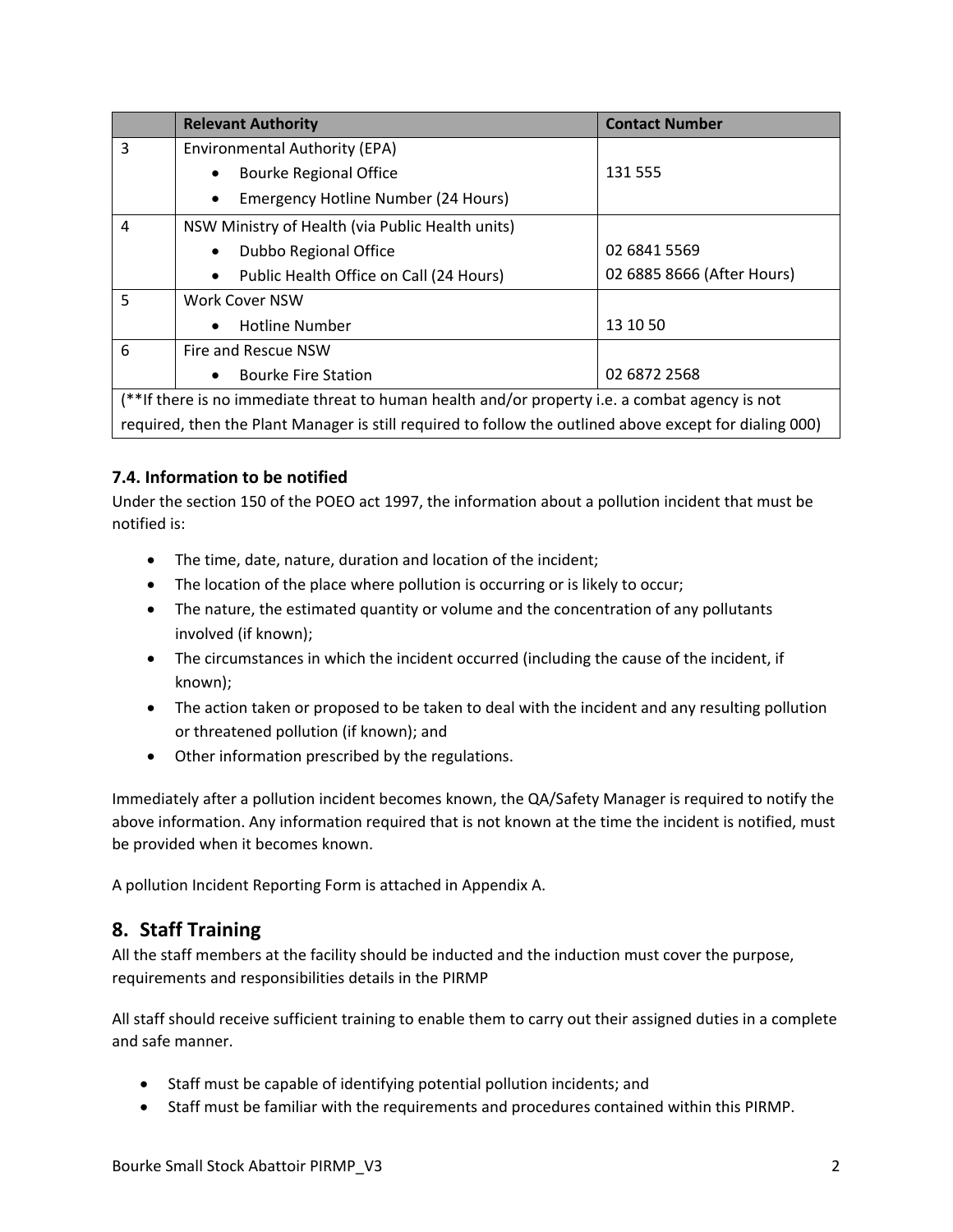| | Relevant Authority | Contact Number |
|---|---|---|
| 3 | Environmental Authority (EPA)<br>• Bourke Regional Office<br>• Emergency Hotline Number (24 Hours) | 131 555 |
| 4 | NSW Ministry of Health (via Public Health units)<br>• Dubbo Regional Office<br>• Public Health Office on Call (24 Hours) | 02 6841 5569<br>02 6885 8666 (After Hours) |
| 5 | Work Cover NSW<br>• Hotline Number | 13 10 50 |
| 6 | Fire and Rescue NSW<br>• Bourke Fire Station | 02 6872 2568 |
| (**If there is no immediate threat to human health and/or property i.e. a combat agency is not required, then the Plant Manager is still required to follow the outlined above except for dialing 000) | | |

### 7.4. Information to be notified

Under the section 150 of the POEO act 1997, the information about a pollution incident that must be notified is:

- The time, date, nature, duration and location of the incident;
- The location of the place where pollution is occurring or is likely to occur;
- The nature, the estimated quantity or volume and the concentration of any pollutants involved (if known);
- The circumstances in which the incident occurred (including the cause of the incident, if known);
- The action taken or proposed to be taken to deal with the incident and any resulting pollution or threatened pollution (if known); and
- Other information prescribed by the regulations.

Immediately after a pollution incident becomes known, the QA/Safety Manager is required to notify the above information. Any information required that is not known at the time the incident is notified, must be provided when it becomes known.

A pollution Incident Reporting Form is attached in Appendix A.

## 8. Staff Training

All the staff members at the facility should be inducted and the induction must cover the purpose, requirements and responsibilities details in the PIRMP

All staff should receive sufficient training to enable them to carry out their assigned duties in a complete and safe manner.

- Staff must be capable of identifying potential pollution incidents; and
- Staff must be familiar with the requirements and procedures contained within this PIRMP.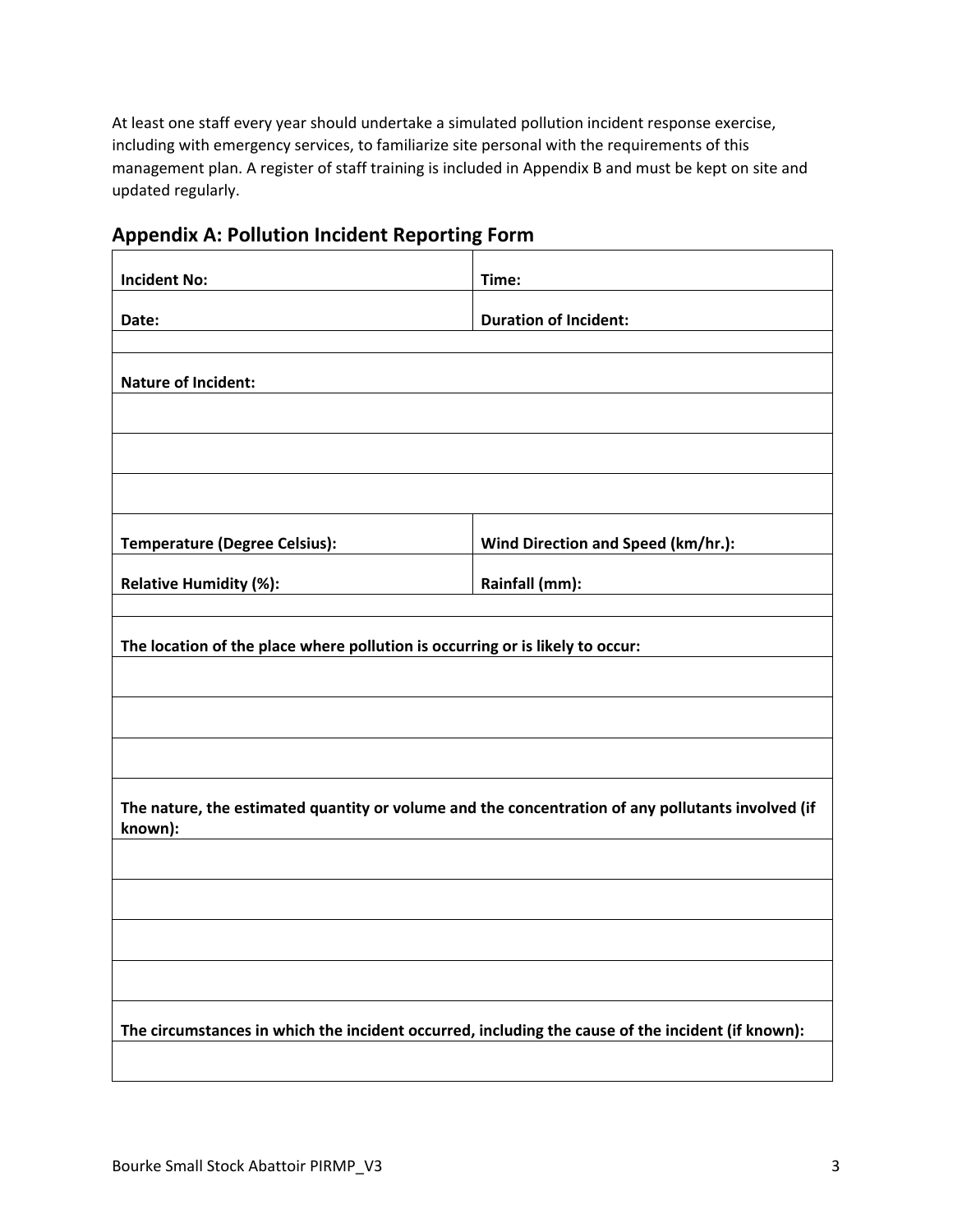At least one staff every year should undertake a simulated pollution incident response exercise, including with emergency services, to familiarize site personal with the requirements of this management plan. A register of staff training is included in Appendix B and must be kept on site and updated regularly.

## Appendix A: Pollution Incident Reporting Form

| **Incident No:** | **Time:** |
|---|---|
| **Date:** | **Duration of Incident:** |
| | |
| **Nature of Incident:** | |
| | |
| | |
| | |
| **Temperature (Degree Celsius):** | **Wind Direction and Speed (km/hr.):** |
| **Relative Humidity (%):** | **Rainfall (mm):** |
| | |
| **The location of the place where pollution is occurring or is likely to occur:** | |
| | |
| | |
| | |
| **The nature, the estimated quantity or volume and the concentration of any pollutants involved (if known):** | |
| | |
| | |
| | |
| | |
| **The circumstances in which the incident occurred, including the cause of the incident (if known):** | |
| | |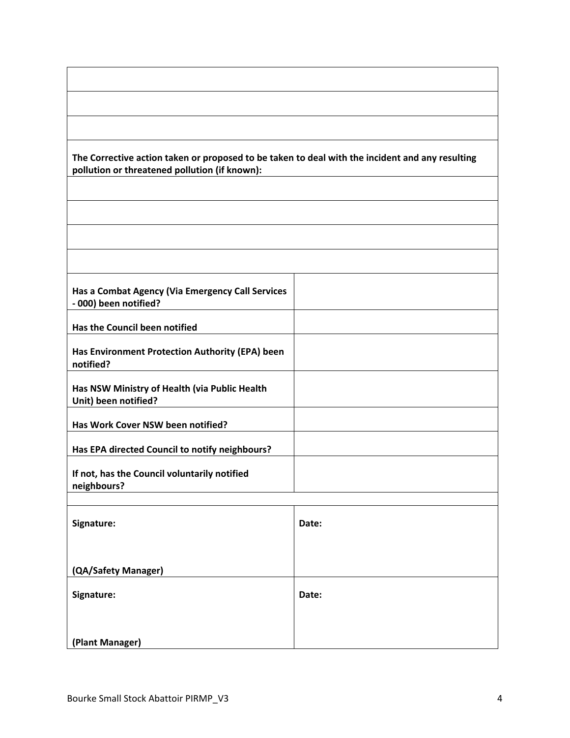| | |
|---|---|
| | |
| | |
| | |
| **The Corrective action taken or proposed to be taken to deal with the incident and any resulting pollution or threatened pollution (if known):** | |
| | |
| | |
| | |
| | |
| **Has a Combat Agency (Via Emergency Call Services - 000) been notified?** | |
| **Has the Council been notified** | |
| **Has Environment Protection Authority (EPA) been notified?** | |
| **Has NSW Ministry of Health (via Public Health Unit) been notified?** | |
| **Has Work Cover NSW been notified?** | |
| **Has EPA directed Council to notify neighbours?** | |
| **If not, has the Council voluntarily notified neighbours?** | |
| | |
| **Signature:**<br><br>**(QA/Safety Manager)** | **Date:** |
| **Signature:**<br><br>**(Plant Manager)** | **Date:** |